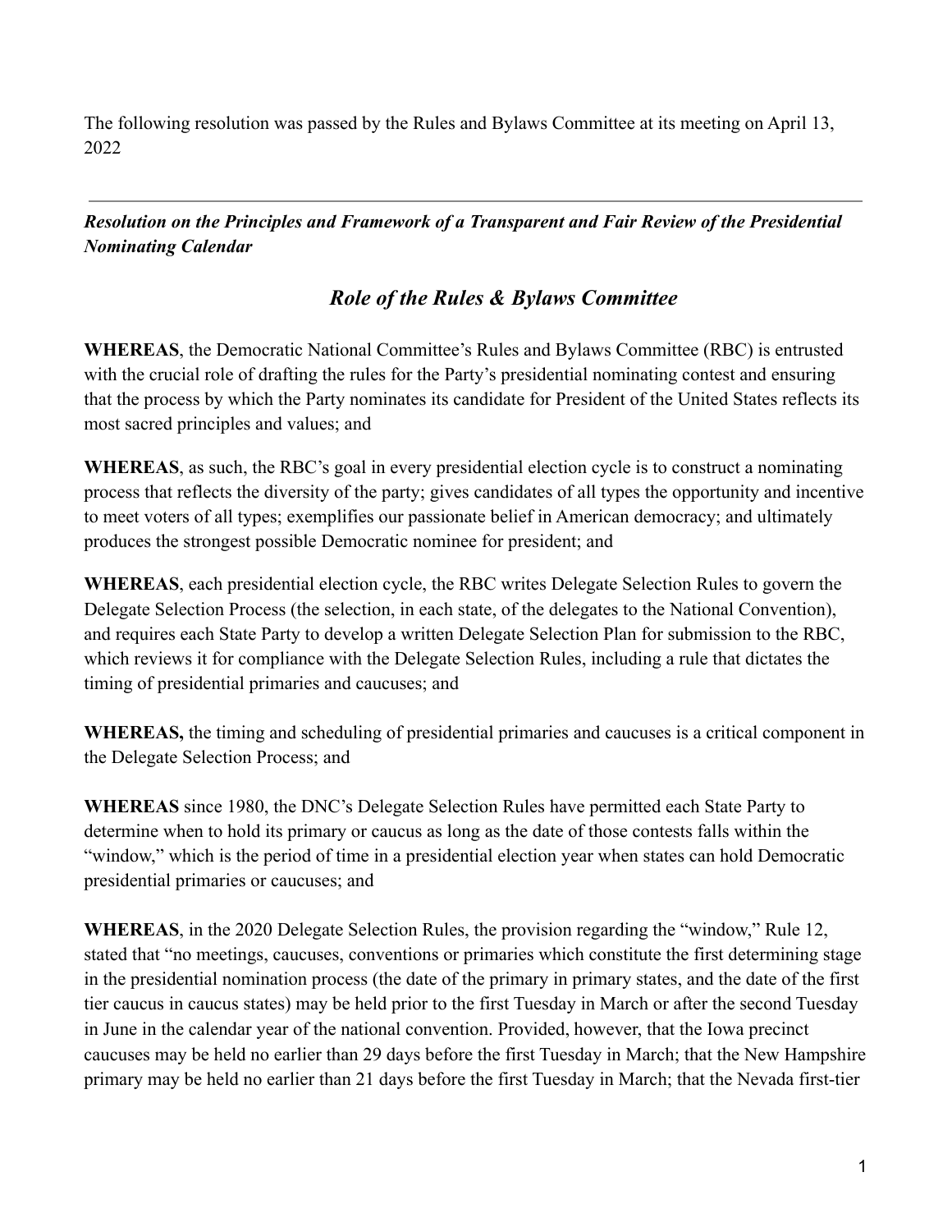The following resolution was passed by the Rules and Bylaws Committee at its meeting on April 13, 2022

---

***Resolution on the Principles and Framework of a Transparent and Fair Review of the Presidential Nominating Calendar***

## *Role of the Rules & Bylaws Committee*

**WHEREAS**, the Democratic National Committee's Rules and Bylaws Committee (RBC) is entrusted with the crucial role of drafting the rules for the Party's presidential nominating contest and ensuring that the process by which the Party nominates its candidate for President of the United States reflects its most sacred principles and values; and

**WHEREAS**, as such, the RBC's goal in every presidential election cycle is to construct a nominating process that reflects the diversity of the party; gives candidates of all types the opportunity and incentive to meet voters of all types; exemplifies our passionate belief in American democracy; and ultimately produces the strongest possible Democratic nominee for president; and

**WHEREAS**, each presidential election cycle, the RBC writes Delegate Selection Rules to govern the Delegate Selection Process (the selection, in each state, of the delegates to the National Convention), and requires each State Party to develop a written Delegate Selection Plan for submission to the RBC, which reviews it for compliance with the Delegate Selection Rules, including a rule that dictates the timing of presidential primaries and caucuses; and

**WHEREAS,** the timing and scheduling of presidential primaries and caucuses is a critical component in the Delegate Selection Process; and

**WHEREAS** since 1980, the DNC's Delegate Selection Rules have permitted each State Party to determine when to hold its primary or caucus as long as the date of those contests falls within the "window," which is the period of time in a presidential election year when states can hold Democratic presidential primaries or caucuses; and

**WHEREAS**, in the 2020 Delegate Selection Rules, the provision regarding the "window," Rule 12, stated that "no meetings, caucuses, conventions or primaries which constitute the first determining stage in the presidential nomination process (the date of the primary in primary states, and the date of the first tier caucus in caucus states) may be held prior to the first Tuesday in March or after the second Tuesday in June in the calendar year of the national convention. Provided, however, that the Iowa precinct caucuses may be held no earlier than 29 days before the first Tuesday in March; that the New Hampshire primary may be held no earlier than 21 days before the first Tuesday in March; that the Nevada first-tier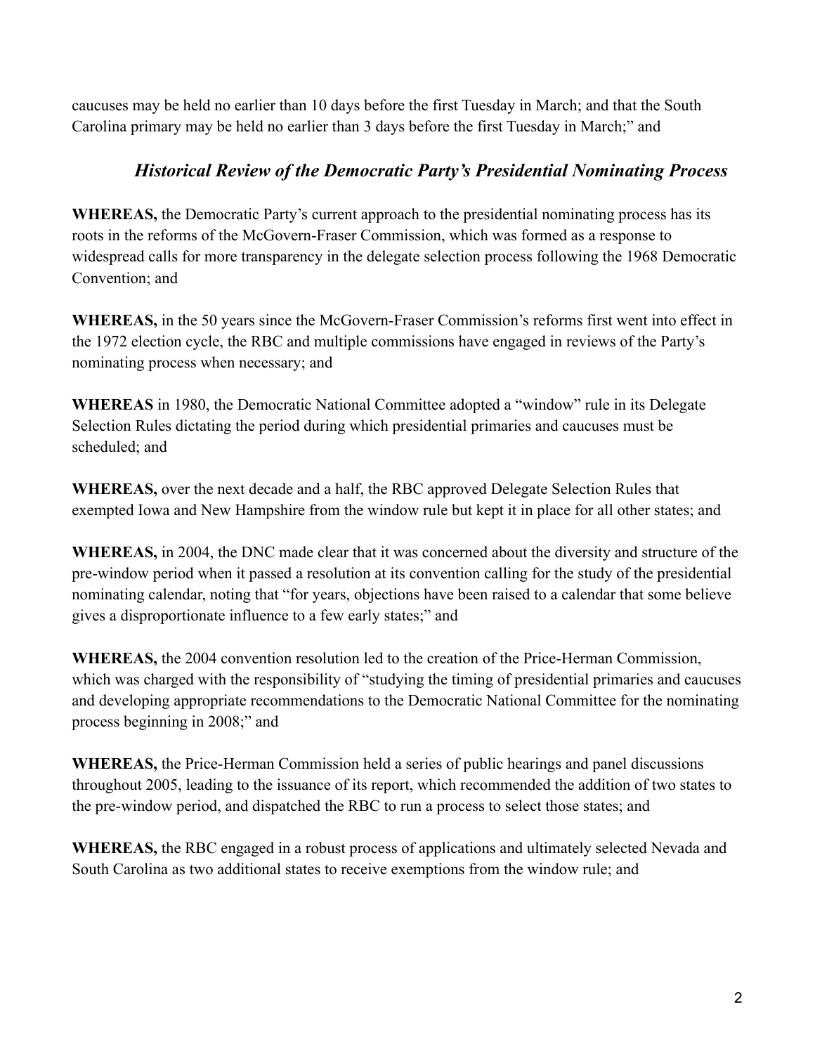caucuses may be held no earlier than 10 days before the first Tuesday in March; and that the South Carolina primary may be held no earlier than 3 days before the first Tuesday in March;" and

### *Historical Review of the Democratic Party's Presidential Nominating Process*

**WHEREAS,** the Democratic Party's current approach to the presidential nominating process has its roots in the reforms of the McGovern-Fraser Commission, which was formed as a response to widespread calls for more transparency in the delegate selection process following the 1968 Democratic Convention; and

**WHEREAS,** in the 50 years since the McGovern-Fraser Commission's reforms first went into effect in the 1972 election cycle, the RBC and multiple commissions have engaged in reviews of the Party's nominating process when necessary; and

**WHEREAS** in 1980, the Democratic National Committee adopted a "window" rule in its Delegate Selection Rules dictating the period during which presidential primaries and caucuses must be scheduled; and

**WHEREAS,** over the next decade and a half, the RBC approved Delegate Selection Rules that exempted Iowa and New Hampshire from the window rule but kept it in place for all other states; and

**WHEREAS,** in 2004, the DNC made clear that it was concerned about the diversity and structure of the pre-window period when it passed a resolution at its convention calling for the study of the presidential nominating calendar, noting that "for years, objections have been raised to a calendar that some believe gives a disproportionate influence to a few early states;" and

**WHEREAS,** the 2004 convention resolution led to the creation of the Price-Herman Commission, which was charged with the responsibility of "studying the timing of presidential primaries and caucuses and developing appropriate recommendations to the Democratic National Committee for the nominating process beginning in 2008;" and

**WHEREAS,** the Price-Herman Commission held a series of public hearings and panel discussions throughout 2005, leading to the issuance of its report, which recommended the addition of two states to the pre-window period, and dispatched the RBC to run a process to select those states; and

**WHEREAS,** the RBC engaged in a robust process of applications and ultimately selected Nevada and South Carolina as two additional states to receive exemptions from the window rule; and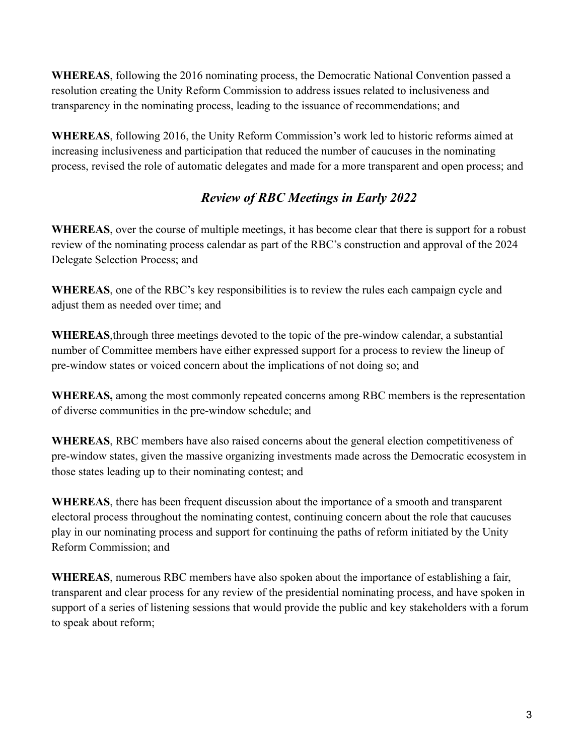**WHEREAS**, following the 2016 nominating process, the Democratic National Convention passed a resolution creating the Unity Reform Commission to address issues related to inclusiveness and transparency in the nominating process, leading to the issuance of recommendations; and

**WHEREAS**, following 2016, the Unity Reform Commission's work led to historic reforms aimed at increasing inclusiveness and participation that reduced the number of caucuses in the nominating process, revised the role of automatic delegates and made for a more transparent and open process; and

## *Review of RBC Meetings in Early 2022*

**WHEREAS**, over the course of multiple meetings, it has become clear that there is support for a robust review of the nominating process calendar as part of the RBC's construction and approval of the 2024 Delegate Selection Process; and

**WHEREAS**, one of the RBC's key responsibilities is to review the rules each campaign cycle and adjust them as needed over time; and

**WHEREAS**,through three meetings devoted to the topic of the pre-window calendar, a substantial number of Committee members have either expressed support for a process to review the lineup of pre-window states or voiced concern about the implications of not doing so; and

**WHEREAS,** among the most commonly repeated concerns among RBC members is the representation of diverse communities in the pre-window schedule; and

**WHEREAS**, RBC members have also raised concerns about the general election competitiveness of pre-window states, given the massive organizing investments made across the Democratic ecosystem in those states leading up to their nominating contest; and

**WHEREAS**, there has been frequent discussion about the importance of a smooth and transparent electoral process throughout the nominating contest, continuing concern about the role that caucuses play in our nominating process and support for continuing the paths of reform initiated by the Unity Reform Commission; and

**WHEREAS**, numerous RBC members have also spoken about the importance of establishing a fair, transparent and clear process for any review of the presidential nominating process, and have spoken in support of a series of listening sessions that would provide the public and key stakeholders with a forum to speak about reform;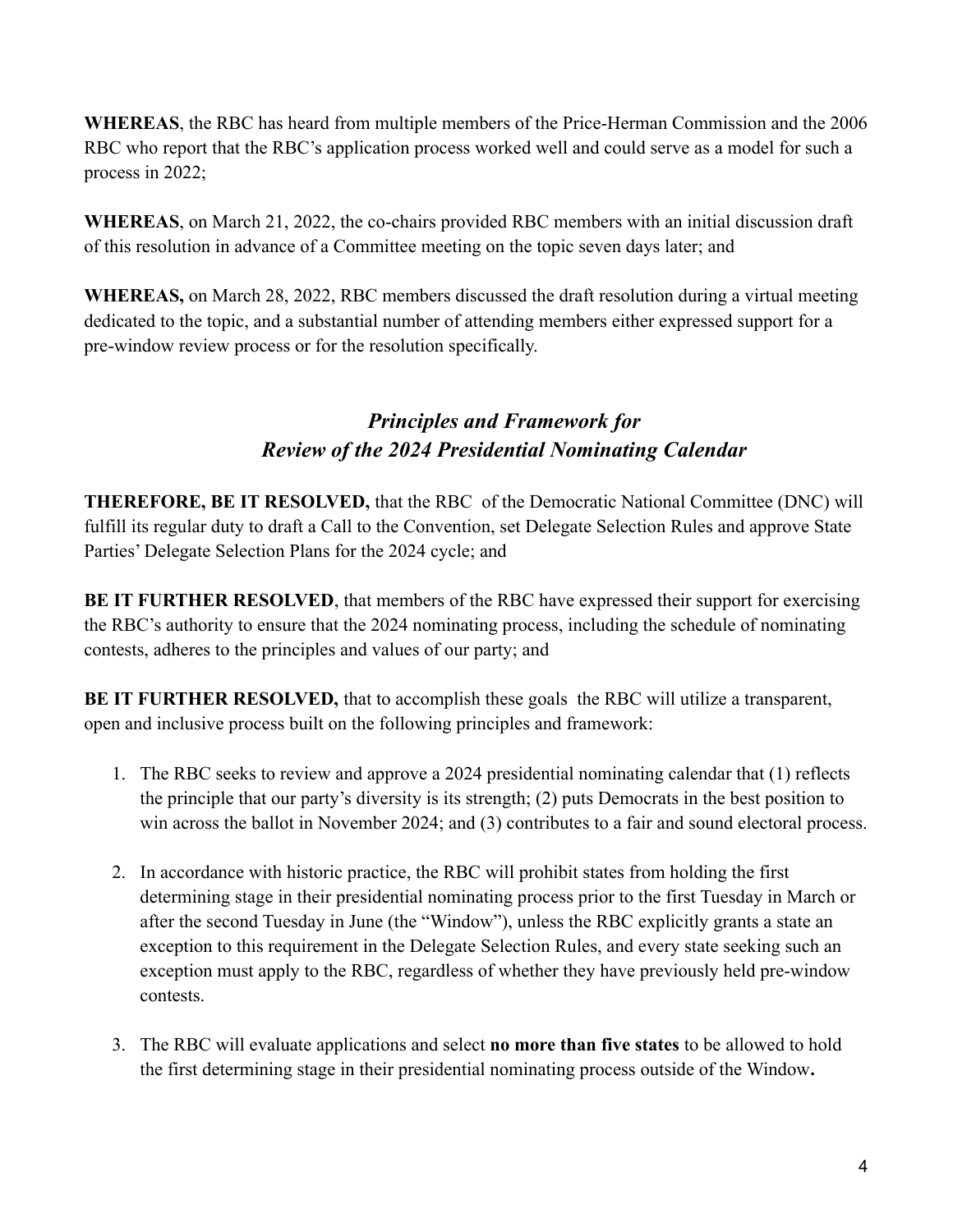**WHEREAS**, the RBC has heard from multiple members of the Price-Herman Commission and the 2006 RBC who report that the RBC's application process worked well and could serve as a model for such a process in 2022;

**WHEREAS**, on March 21, 2022, the co-chairs provided RBC members with an initial discussion draft of this resolution in advance of a Committee meeting on the topic seven days later; and

**WHEREAS,** on March 28, 2022, RBC members discussed the draft resolution during a virtual meeting dedicated to the topic, and a substantial number of attending members either expressed support for a pre-window review process or for the resolution specifically.

## *Principles and Framework for Review of the 2024 Presidential Nominating Calendar*

**THEREFORE, BE IT RESOLVED,** that the RBC of the Democratic National Committee (DNC) will fulfill its regular duty to draft a Call to the Convention, set Delegate Selection Rules and approve State Parties' Delegate Selection Plans for the 2024 cycle; and

**BE IT FURTHER RESOLVED**, that members of the RBC have expressed their support for exercising the RBC's authority to ensure that the 2024 nominating process, including the schedule of nominating contests, adheres to the principles and values of our party; and

**BE IT FURTHER RESOLVED,** that to accomplish these goals the RBC will utilize a transparent, open and inclusive process built on the following principles and framework:

1. The RBC seeks to review and approve a 2024 presidential nominating calendar that (1) reflects the principle that our party's diversity is its strength; (2) puts Democrats in the best position to win across the ballot in November 2024; and (3) contributes to a fair and sound electoral process.

2. In accordance with historic practice, the RBC will prohibit states from holding the first determining stage in their presidential nominating process prior to the first Tuesday in March or after the second Tuesday in June (the "Window"), unless the RBC explicitly grants a state an exception to this requirement in the Delegate Selection Rules, and every state seeking such an exception must apply to the RBC, regardless of whether they have previously held pre-window contests.

3. The RBC will evaluate applications and select **no more than five states** to be allowed to hold the first determining stage in their presidential nominating process outside of the Window**.**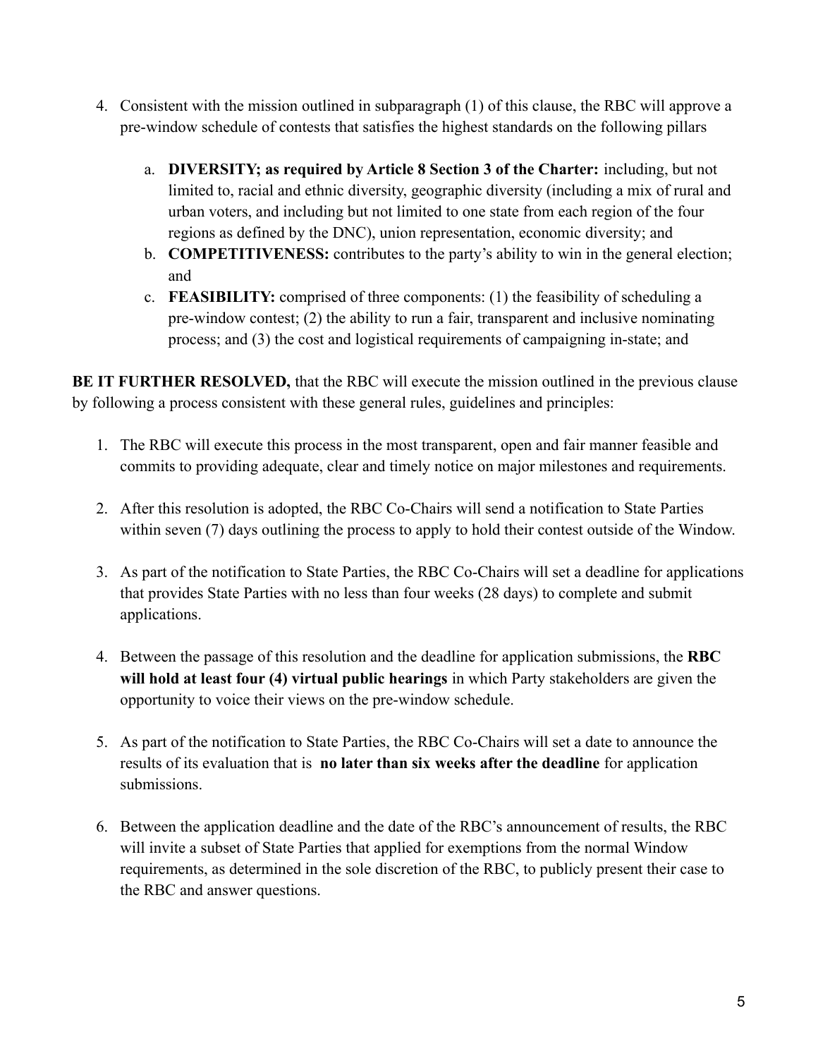4. Consistent with the mission outlined in subparagraph (1) of this clause, the RBC will approve a pre-window schedule of contests that satisfies the highest standards on the following pillars

    a. **DIVERSITY; as required by Article 8 Section 3 of the Charter:** including, but not limited to, racial and ethnic diversity, geographic diversity (including a mix of rural and urban voters, and including but not limited to one state from each region of the four regions as defined by the DNC), union representation, economic diversity; and

    b. **COMPETITIVENESS:** contributes to the party's ability to win in the general election; and

    c. **FEASIBILITY:** comprised of three components: (1) the feasibility of scheduling a pre-window contest; (2) the ability to run a fair, transparent and inclusive nominating process; and (3) the cost and logistical requirements of campaigning in-state; and

**BE IT FURTHER RESOLVED,** that the RBC will execute the mission outlined in the previous clause by following a process consistent with these general rules, guidelines and principles:

1. The RBC will execute this process in the most transparent, open and fair manner feasible and commits to providing adequate, clear and timely notice on major milestones and requirements.

2. After this resolution is adopted, the RBC Co-Chairs will send a notification to State Parties within seven (7) days outlining the process to apply to hold their contest outside of the Window.

3. As part of the notification to State Parties, the RBC Co-Chairs will set a deadline for applications that provides State Parties with no less than four weeks (28 days) to complete and submit applications.

4. Between the passage of this resolution and the deadline for application submissions, the **RBC will hold at least four (4) virtual public hearings** in which Party stakeholders are given the opportunity to voice their views on the pre-window schedule.

5. As part of the notification to State Parties, the RBC Co-Chairs will set a date to announce the results of its evaluation that is **no later than six weeks after the deadline** for application submissions.

6. Between the application deadline and the date of the RBC's announcement of results, the RBC will invite a subset of State Parties that applied for exemptions from the normal Window requirements, as determined in the sole discretion of the RBC, to publicly present their case to the RBC and answer questions.